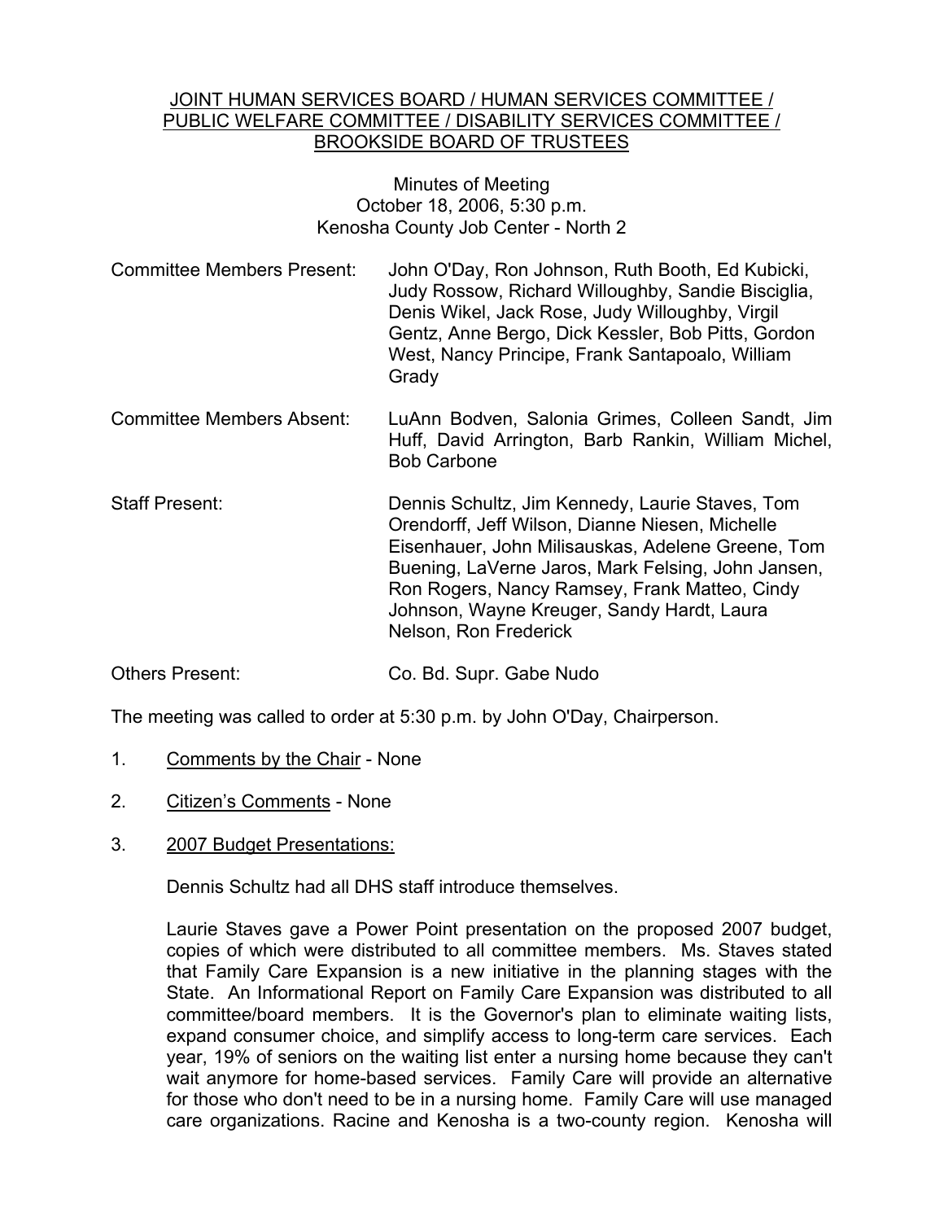JOINT HUMAN SERVICES BOARD / HUMAN SERVICES COMMITTEE / PUBLIC WELFARE COMMITTEE / DISABILITY SERVICES COMMITTEE / BROOKSIDE BOARD OF TRUSTEES

Minutes of Meeting
October 18, 2006, 5:30 p.m.
Kenosha County Job Center - North 2

Committee Members Present: John O'Day, Ron Johnson, Ruth Booth, Ed Kubicki, Judy Rossow, Richard Willoughby, Sandie Bisciglia, Denis Wikel, Jack Rose, Judy Willoughby, Virgil Gentz, Anne Bergo, Dick Kessler, Bob Pitts, Gordon West, Nancy Principe, Frank Santapoalo, William Grady

Committee Members Absent: LuAnn Bodven, Salonia Grimes, Colleen Sandt, Jim Huff, David Arrington, Barb Rankin, William Michel, Bob Carbone

Staff Present: Dennis Schultz, Jim Kennedy, Laurie Staves, Tom Orendorff, Jeff Wilson, Dianne Niesen, Michelle Eisenhauer, John Milisauskas, Adelene Greene, Tom Buening, LaVerne Jaros, Mark Felsing, John Jansen, Ron Rogers, Nancy Ramsey, Frank Matteo, Cindy Johnson, Wayne Kreuger, Sandy Hardt, Laura Nelson, Ron Frederick

Others Present: Co. Bd. Supr. Gabe Nudo

The meeting was called to order at 5:30 p.m. by John O'Day, Chairperson.

1. Comments by the Chair - None

2. Citizen's Comments - None

3. 2007 Budget Presentations:

   Dennis Schultz had all DHS staff introduce themselves.

   Laurie Staves gave a Power Point presentation on the proposed 2007 budget, copies of which were distributed to all committee members. Ms. Staves stated that Family Care Expansion is a new initiative in the planning stages with the State. An Informational Report on Family Care Expansion was distributed to all committee/board members. It is the Governor's plan to eliminate waiting lists, expand consumer choice, and simplify access to long-term care services. Each year, 19% of seniors on the waiting list enter a nursing home because they can't wait anymore for home-based services. Family Care will provide an alternative for those who don't need to be in a nursing home. Family Care will use managed care organizations. Racine and Kenosha is a two-county region. Kenosha will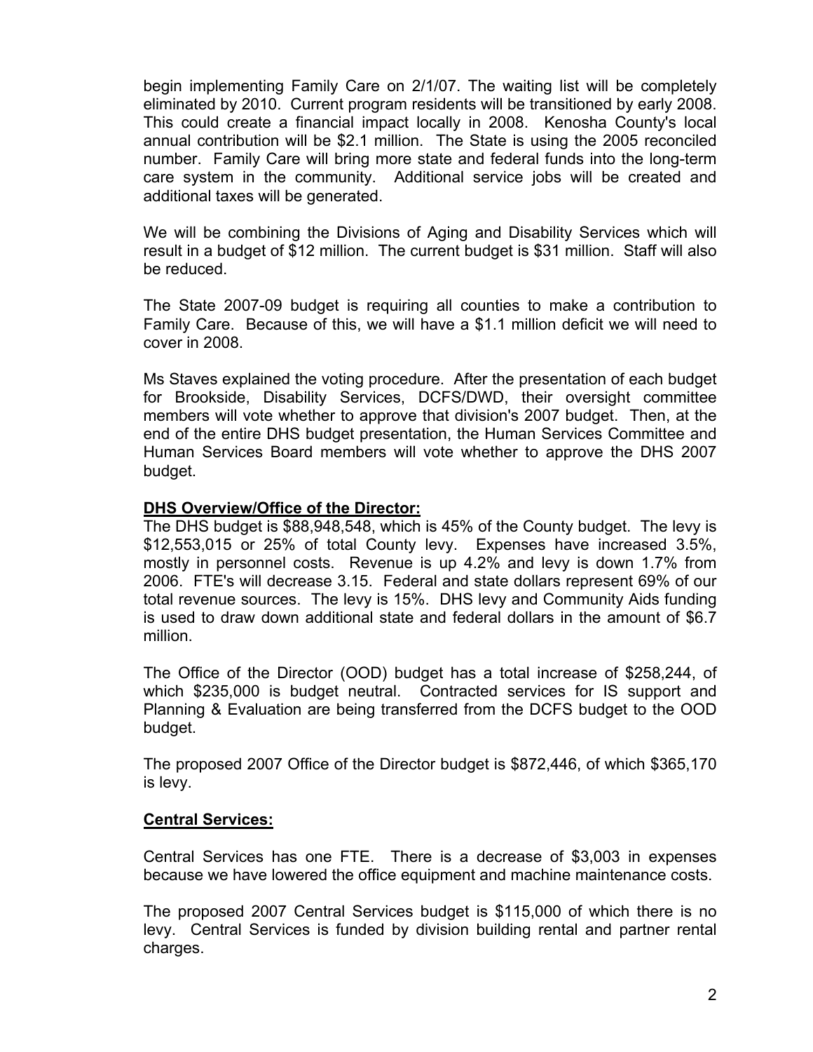begin implementing Family Care on 2/1/07. The waiting list will be completely eliminated by 2010. Current program residents will be transitioned by early 2008. This could create a financial impact locally in 2008. Kenosha County's local annual contribution will be $2.1 million. The State is using the 2005 reconciled number. Family Care will bring more state and federal funds into the long-term care system in the community. Additional service jobs will be created and additional taxes will be generated.

We will be combining the Divisions of Aging and Disability Services which will result in a budget of $12 million. The current budget is $31 million. Staff will also be reduced.

The State 2007-09 budget is requiring all counties to make a contribution to Family Care. Because of this, we will have a $1.1 million deficit we will need to cover in 2008.

Ms Staves explained the voting procedure. After the presentation of each budget for Brookside, Disability Services, DCFS/DWD, their oversight committee members will vote whether to approve that division's 2007 budget. Then, at the end of the entire DHS budget presentation, the Human Services Committee and Human Services Board members will vote whether to approve the DHS 2007 budget.

**DHS Overview/Office of the Director:**

The DHS budget is $88,948,548, which is 45% of the County budget. The levy is $12,553,015 or 25% of total County levy. Expenses have increased 3.5%, mostly in personnel costs. Revenue is up 4.2% and levy is down 1.7% from 2006. FTE's will decrease 3.15. Federal and state dollars represent 69% of our total revenue sources. The levy is 15%. DHS levy and Community Aids funding is used to draw down additional state and federal dollars in the amount of $6.7 million.

The Office of the Director (OOD) budget has a total increase of $258,244, of which $235,000 is budget neutral. Contracted services for IS support and Planning & Evaluation are being transferred from the DCFS budget to the OOD budget.

The proposed 2007 Office of the Director budget is $872,446, of which $365,170 is levy.

**Central Services:**

Central Services has one FTE. There is a decrease of $3,003 in expenses because we have lowered the office equipment and machine maintenance costs.

The proposed 2007 Central Services budget is $115,000 of which there is no levy. Central Services is funded by division building rental and partner rental charges.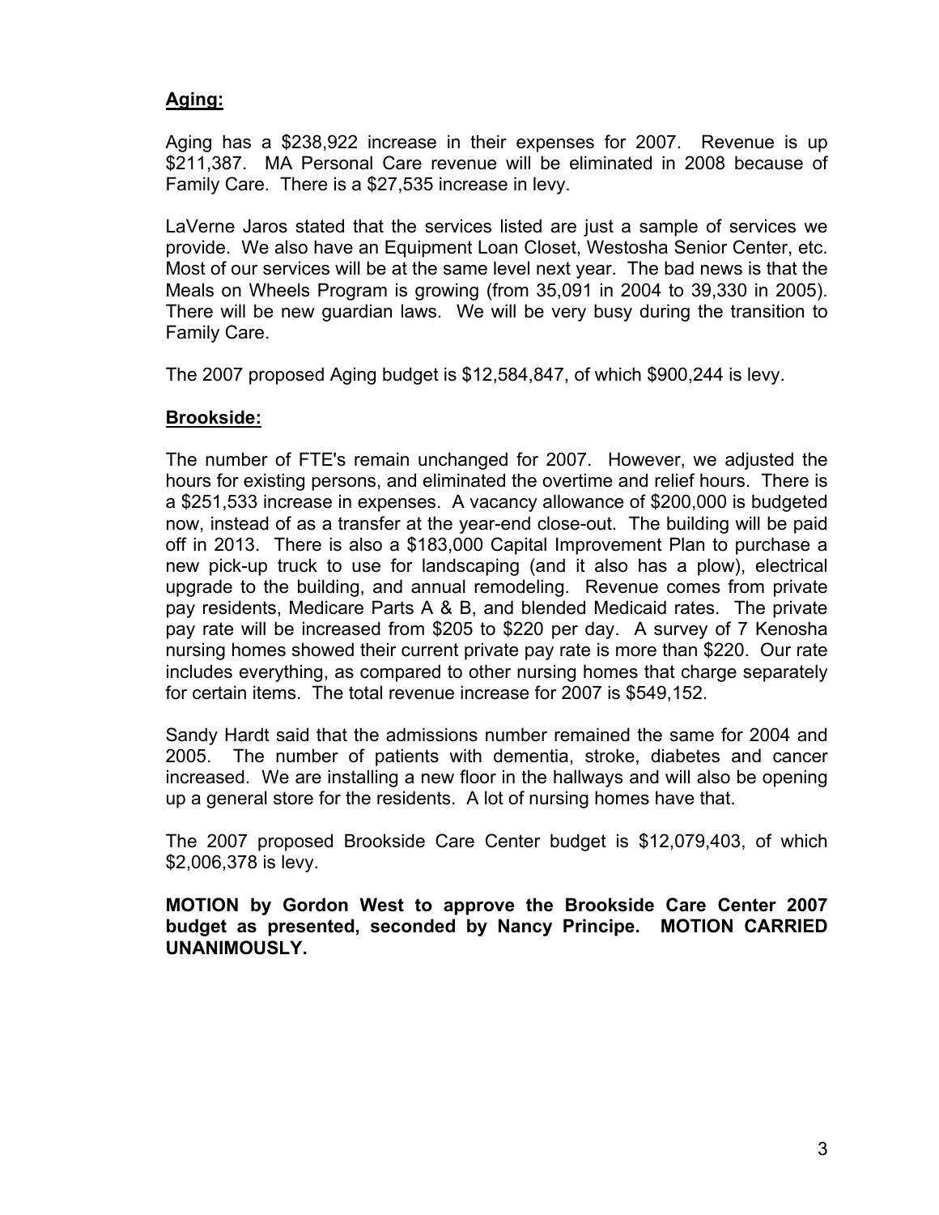**Aging:**

Aging has a $238,922 increase in their expenses for 2007. Revenue is up $211,387. MA Personal Care revenue will be eliminated in 2008 because of Family Care. There is a $27,535 increase in levy.

LaVerne Jaros stated that the services listed are just a sample of services we provide. We also have an Equipment Loan Closet, Westosha Senior Center, etc. Most of our services will be at the same level next year. The bad news is that the Meals on Wheels Program is growing (from 35,091 in 2004 to 39,330 in 2005). There will be new guardian laws. We will be very busy during the transition to Family Care.

The 2007 proposed Aging budget is $12,584,847, of which $900,244 is levy.

**Brookside:**

The number of FTE's remain unchanged for 2007. However, we adjusted the hours for existing persons, and eliminated the overtime and relief hours. There is a $251,533 increase in expenses. A vacancy allowance of $200,000 is budgeted now, instead of as a transfer at the year-end close-out. The building will be paid off in 2013. There is also a $183,000 Capital Improvement Plan to purchase a new pick-up truck to use for landscaping (and it also has a plow), electrical upgrade to the building, and annual remodeling. Revenue comes from private pay residents, Medicare Parts A & B, and blended Medicaid rates. The private pay rate will be increased from $205 to $220 per day. A survey of 7 Kenosha nursing homes showed their current private pay rate is more than $220. Our rate includes everything, as compared to other nursing homes that charge separately for certain items. The total revenue increase for 2007 is $549,152.

Sandy Hardt said that the admissions number remained the same for 2004 and 2005. The number of patients with dementia, stroke, diabetes and cancer increased. We are installing a new floor in the hallways and will also be opening up a general store for the residents. A lot of nursing homes have that.

The 2007 proposed Brookside Care Center budget is $12,079,403, of which $2,006,378 is levy.

**MOTION by Gordon West to approve the Brookside Care Center 2007 budget as presented, seconded by Nancy Principe. MOTION CARRIED UNANIMOUSLY.**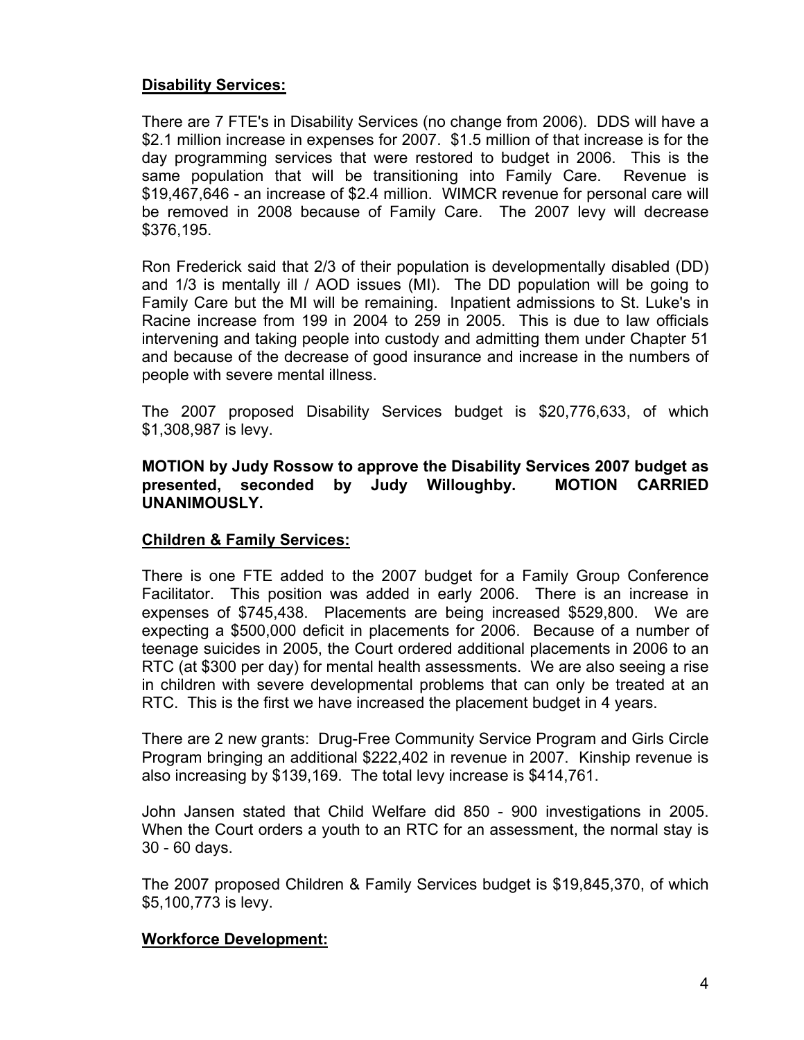**Disability Services:**

There are 7 FTE's in Disability Services (no change from 2006). DDS will have a $2.1 million increase in expenses for 2007. $1.5 million of that increase is for the day programming services that were restored to budget in 2006. This is the same population that will be transitioning into Family Care. Revenue is $19,467,646 - an increase of $2.4 million. WIMCR revenue for personal care will be removed in 2008 because of Family Care. The 2007 levy will decrease $376,195.

Ron Frederick said that 2/3 of their population is developmentally disabled (DD) and 1/3 is mentally ill / AOD issues (MI). The DD population will be going to Family Care but the MI will be remaining. Inpatient admissions to St. Luke's in Racine increase from 199 in 2004 to 259 in 2005. This is due to law officials intervening and taking people into custody and admitting them under Chapter 51 and because of the decrease of good insurance and increase in the numbers of people with severe mental illness.

The 2007 proposed Disability Services budget is $20,776,633, of which $1,308,987 is levy.

**MOTION by Judy Rossow to approve the Disability Services 2007 budget as presented, seconded by Judy Willoughby. MOTION CARRIED UNANIMOUSLY.**

**Children & Family Services:**

There is one FTE added to the 2007 budget for a Family Group Conference Facilitator. This position was added in early 2006. There is an increase in expenses of $745,438. Placements are being increased $529,800. We are expecting a $500,000 deficit in placements for 2006. Because of a number of teenage suicides in 2005, the Court ordered additional placements in 2006 to an RTC (at $300 per day) for mental health assessments. We are also seeing a rise in children with severe developmental problems that can only be treated at an RTC. This is the first we have increased the placement budget in 4 years.

There are 2 new grants: Drug-Free Community Service Program and Girls Circle Program bringing an additional $222,402 in revenue in 2007. Kinship revenue is also increasing by $139,169. The total levy increase is $414,761.

John Jansen stated that Child Welfare did 850 - 900 investigations in 2005. When the Court orders a youth to an RTC for an assessment, the normal stay is 30 - 60 days.

The 2007 proposed Children & Family Services budget is $19,845,370, of which $5,100,773 is levy.

**Workforce Development:**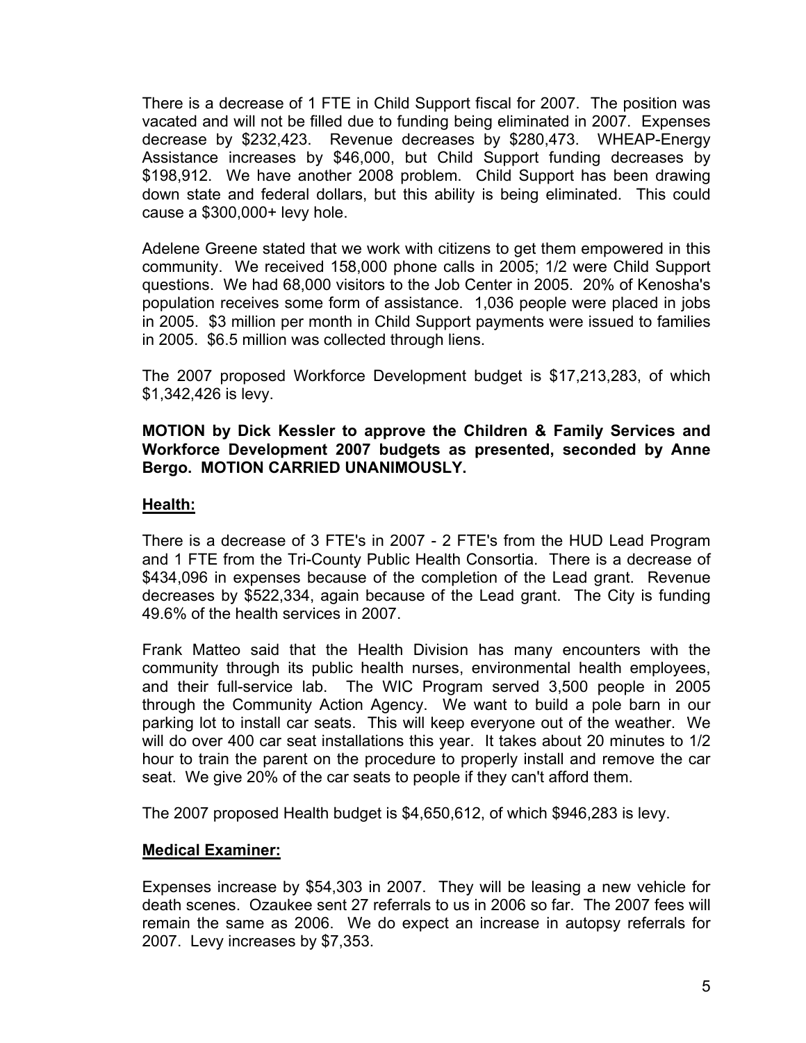There is a decrease of 1 FTE in Child Support fiscal for 2007. The position was vacated and will not be filled due to funding being eliminated in 2007. Expenses decrease by $232,423. Revenue decreases by $280,473. WHEAP-Energy Assistance increases by $46,000, but Child Support funding decreases by $198,912. We have another 2008 problem. Child Support has been drawing down state and federal dollars, but this ability is being eliminated. This could cause a $300,000+ levy hole.

Adelene Greene stated that we work with citizens to get them empowered in this community. We received 158,000 phone calls in 2005; 1/2 were Child Support questions. We had 68,000 visitors to the Job Center in 2005. 20% of Kenosha's population receives some form of assistance. 1,036 people were placed in jobs in 2005. $3 million per month in Child Support payments were issued to families in 2005. $6.5 million was collected through liens.

The 2007 proposed Workforce Development budget is $17,213,283, of which $1,342,426 is levy.

**MOTION by Dick Kessler to approve the Children & Family Services and Workforce Development 2007 budgets as presented, seconded by Anne Bergo. MOTION CARRIED UNANIMOUSLY.**

**Health:**

There is a decrease of 3 FTE's in 2007 - 2 FTE's from the HUD Lead Program and 1 FTE from the Tri-County Public Health Consortia. There is a decrease of $434,096 in expenses because of the completion of the Lead grant. Revenue decreases by $522,334, again because of the Lead grant. The City is funding 49.6% of the health services in 2007.

Frank Matteo said that the Health Division has many encounters with the community through its public health nurses, environmental health employees, and their full-service lab. The WIC Program served 3,500 people in 2005 through the Community Action Agency. We want to build a pole barn in our parking lot to install car seats. This will keep everyone out of the weather. We will do over 400 car seat installations this year. It takes about 20 minutes to 1/2 hour to train the parent on the procedure to properly install and remove the car seat. We give 20% of the car seats to people if they can't afford them.

The 2007 proposed Health budget is $4,650,612, of which $946,283 is levy.

**Medical Examiner:**

Expenses increase by $54,303 in 2007. They will be leasing a new vehicle for death scenes. Ozaukee sent 27 referrals to us in 2006 so far. The 2007 fees will remain the same as 2006. We do expect an increase in autopsy referrals for 2007. Levy increases by $7,353.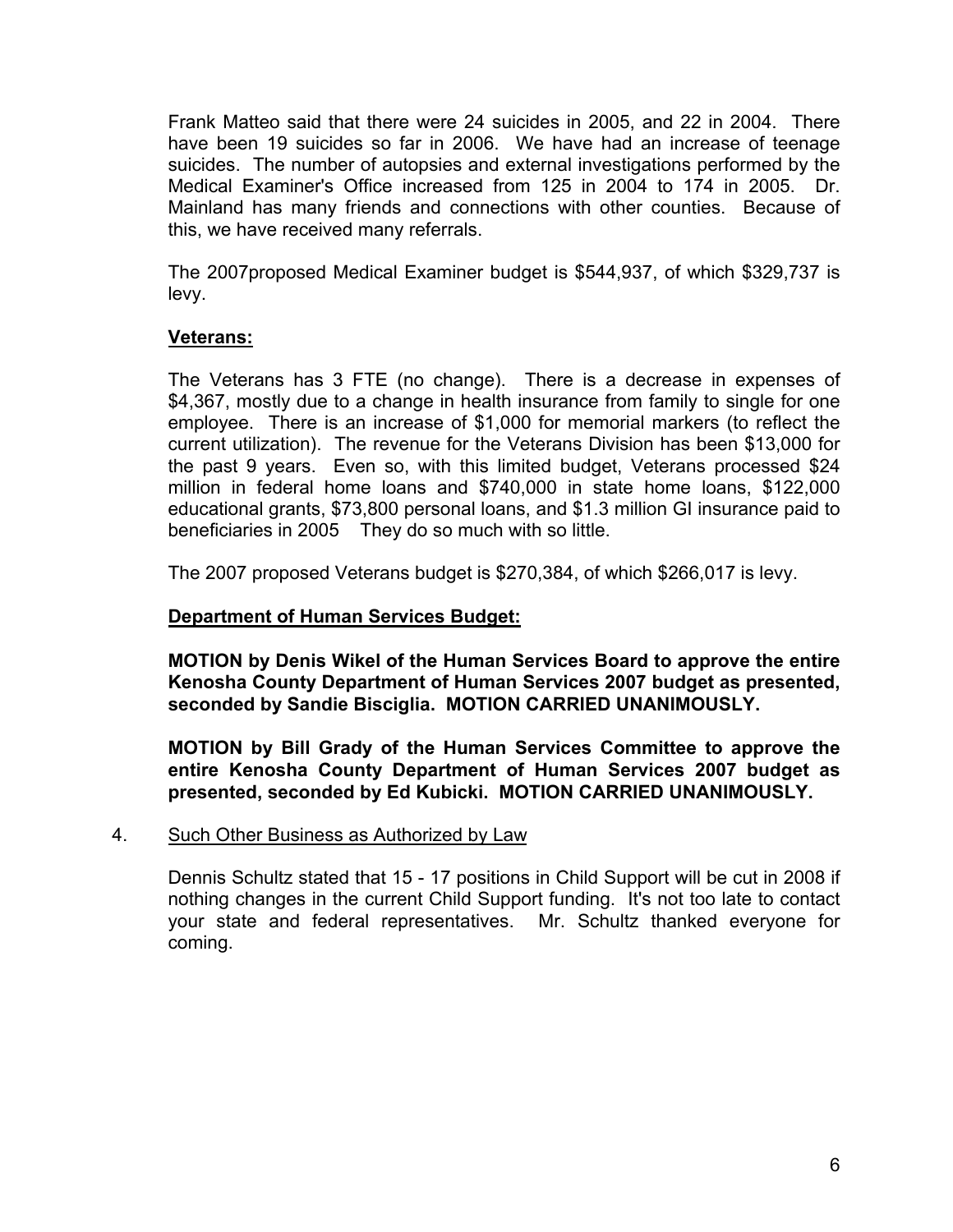Frank Matteo said that there were 24 suicides in 2005, and 22 in 2004. There have been 19 suicides so far in 2006. We have had an increase of teenage suicides. The number of autopsies and external investigations performed by the Medical Examiner's Office increased from 125 in 2004 to 174 in 2005. Dr. Mainland has many friends and connections with other counties. Because of this, we have received many referrals.

The 2007proposed Medical Examiner budget is $544,937, of which $329,737 is levy.

**Veterans:**

The Veterans has 3 FTE (no change). There is a decrease in expenses of $4,367, mostly due to a change in health insurance from family to single for one employee. There is an increase of $1,000 for memorial markers (to reflect the current utilization). The revenue for the Veterans Division has been $13,000 for the past 9 years. Even so, with this limited budget, Veterans processed $24 million in federal home loans and $740,000 in state home loans, $122,000 educational grants, $73,800 personal loans, and $1.3 million GI insurance paid to beneficiaries in 2005 They do so much with so little.

The 2007 proposed Veterans budget is $270,384, of which $266,017 is levy.

**Department of Human Services Budget:**

**MOTION by Denis Wikel of the Human Services Board to approve the entire Kenosha County Department of Human Services 2007 budget as presented, seconded by Sandie Bisciglia. MOTION CARRIED UNANIMOUSLY.**

**MOTION by Bill Grady of the Human Services Committee to approve the entire Kenosha County Department of Human Services 2007 budget as presented, seconded by Ed Kubicki. MOTION CARRIED UNANIMOUSLY.**

4. Such Other Business as Authorized by Law

Dennis Schultz stated that 15 - 17 positions in Child Support will be cut in 2008 if nothing changes in the current Child Support funding. It's not too late to contact your state and federal representatives. Mr. Schultz thanked everyone for coming.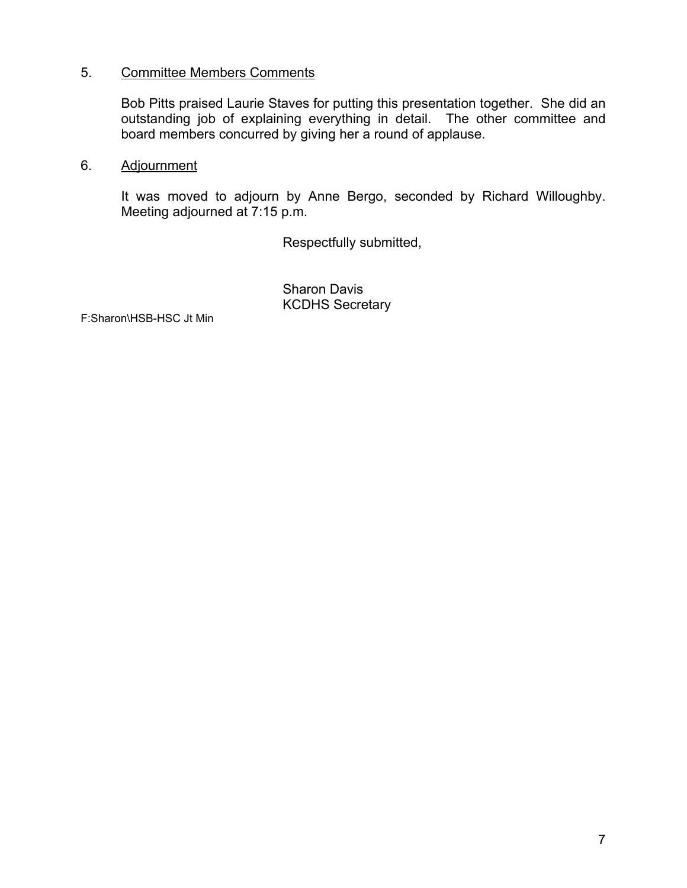5. <u>Committee Members Comments</u>

   Bob Pitts praised Laurie Staves for putting this presentation together. She did an outstanding job of explaining everything in detail. The other committee and board members concurred by giving her a round of applause.

6. <u>Adjournment</u>

   It was moved to adjourn by Anne Bergo, seconded by Richard Willoughby. Meeting adjourned at 7:15 p.m.

Respectfully submitted,

Sharon Davis
KCDHS Secretary

F:Sharon\HSB-HSC Jt Min